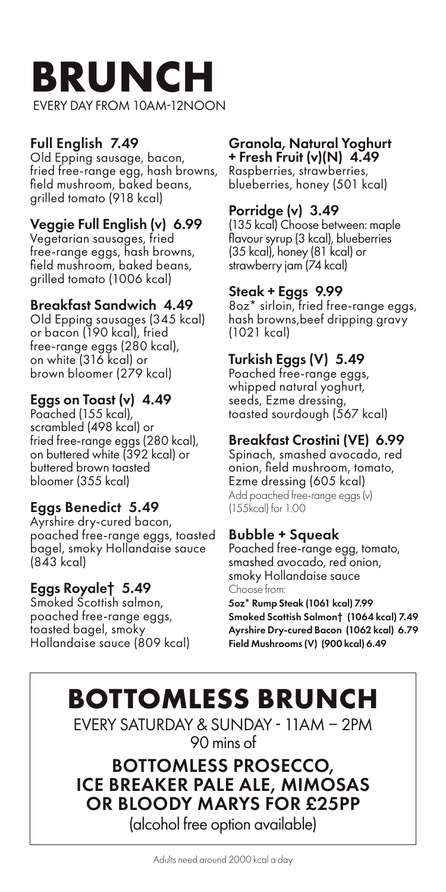# BRUNCH

EVERY DAY FROM 10AM-12NOON

### Full English 7.49
Old Epping sausage, bacon, fried free-range egg, hash browns, field mushroom, baked beans, grilled tomato (918 kcal)

### Veggie Full English (v) 6.99
Vegetarian sausages, fried free-range eggs, hash browns, field mushroom, baked beans, grilled tomato (1006 kcal)

### Breakfast Sandwich 4.49
Old Epping sausages (345 kcal) or bacon (190 kcal), fried free-range eggs (280 kcal), on white (316 kcal) or brown bloomer (279 kcal)

### Eggs on Toast (v) 4.49
Poached (155 kcal), scrambled (498 kcal) or fried free-range eggs (280 kcal), on buttered white (392 kcal) or buttered brown toasted bloomer (355 kcal)

### Eggs Benedict 5.49
Ayrshire dry-cured bacon, poached free-range eggs, toasted bagel, smoky Hollandaise sauce (843 kcal)

### Eggs Royale† 5.49
Smoked Scottish salmon, poached free-range eggs, toasted bagel, smoky Hollandaise sauce (809 kcal)

### Granola, Natural Yoghurt + Fresh Fruit (v)(N) 4.49
Raspberries, strawberries, blueberries, honey (501 kcal)

### Porridge (v) 3.49
(135 kcal) Choose between: maple flavour syrup (3 kcal), blueberries (35 kcal), honey (81 kcal) or strawberry jam (74 kcal)

### Steak + Eggs 9.99
8oz* sirloin, fried free-range eggs, hash browns, beef dripping gravy (1021 kcal)

### Turkish Eggs (V) 5.49
Poached free-range eggs, whipped natural yoghurt, seeds, Ezme dressing, toasted sourdough (567 kcal)

### Breakfast Crostini (VE) 6.99
Spinach, smashed avocado, red onion, field mushroom, tomato, Ezme dressing (605 kcal)

Add poached free-range eggs (v) (155kcal) for 1.00

### Bubble + Squeak
Poached free-range egg, tomato, smashed avocado, red onion, smoky Hollandaise sauce

Choose from:

**5oz* Rump Steak (1061 kcal) 7.99**
**Smoked Scottish Salmon† (1064 kcal) 7.49**
**Ayrshire Dry-cured Bacon (1062 kcal) 6.79**
**Field Mushrooms (V) (900 kcal) 6.49**

# BOTTOMLESS BRUNCH

EVERY SATURDAY & SUNDAY - 11AM – 2PM

90 mins of

## BOTTOMLESS PROSECCO, ICE BREAKER PALE ALE, MIMOSAS OR BLOODY MARYS FOR £25PP

(alcohol free option available)

Adults need around 2000 kcal a day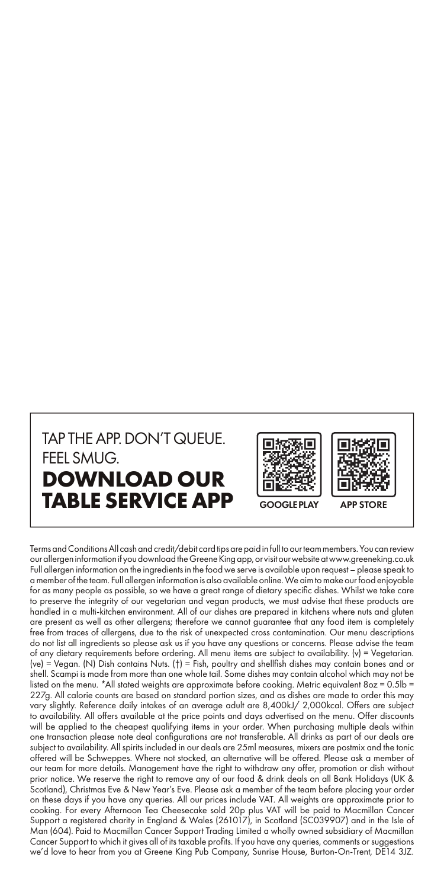TAP THE APP. DON'T QUEUE.
FEEL SMUG.

## DOWNLOAD OUR TABLE SERVICE APP

GOOGLE PLAY

APP STORE

Terms and Conditions All cash and credit/debit card tips are paid in full to our team members. You can review our allergen information if you download the Greene King app, or visit our website at www.greeneking.co.uk Full allergen information on the ingredients in the food we serve is available upon request – please speak to a member of the team. Full allergen information is also available online. We aim to make our food enjoyable for as many people as possible, so we have a great range of dietary specific dishes. Whilst we take care to preserve the integrity of our vegetarian and vegan products, we must advise that these products are handled in a multi-kitchen environment. All of our dishes are prepared in kitchens where nuts and gluten are present as well as other allergens; therefore we cannot guarantee that any food item is completely free from traces of allergens, due to the risk of unexpected cross contamination. Our menu descriptions do not list all ingredients so please ask us if you have any questions or concerns. Please advise the team of any dietary requirements before ordering. All menu items are subject to availability. (v) = Vegetarian. (ve) = Vegan. (N) Dish contains Nuts. (†) = Fish, poultry and shellfish dishes may contain bones and or shell. Scampi is made from more than one whole tail. Some dishes may contain alcohol which may not be listed on the menu. *All stated weights are approximate before cooking. Metric equivalent 8oz = 0.5lb = 227g. All calorie counts are based on standard portion sizes, and as dishes are made to order this may vary slightly. Reference daily intakes of an average adult are 8,400kJ/ 2,000kcal. Offers are subject to availability. All offers available at the price points and days advertised on the menu. Offer discounts will be applied to the cheapest qualifying items in your order. When purchasing multiple deals within one transaction please note deal configurations are not transferable. All drinks as part of our deals are subject to availability. All spirits included in our deals are 25ml measures, mixers are postmix and the tonic offered will be Schweppes. Where not stocked, an alternative will be offered. Please ask a member of our team for more details. Management have the right to withdraw any offer, promotion or dish without prior notice. We reserve the right to remove any of our food & drink deals on all Bank Holidays (UK & Scotland), Christmas Eve & New Year's Eve. Please ask a member of the team before placing your order on these days if you have any queries. All our prices include VAT. All weights are approximate prior to cooking. For every Afternoon Tea Cheesecake sold 20p plus VAT will be paid to Macmillan Cancer Support a registered charity in England & Wales (261017), in Scotland (SC039907) and in the Isle of Man (604). Paid to Macmillan Cancer Support Trading Limited a wholly owned subsidiary of Macmillan Cancer Support to which it gives all of its taxable profits. If you have any queries, comments or suggestions we'd love to hear from you at Greene King Pub Company, Sunrise House, Burton-On-Trent, DE14 3JZ.